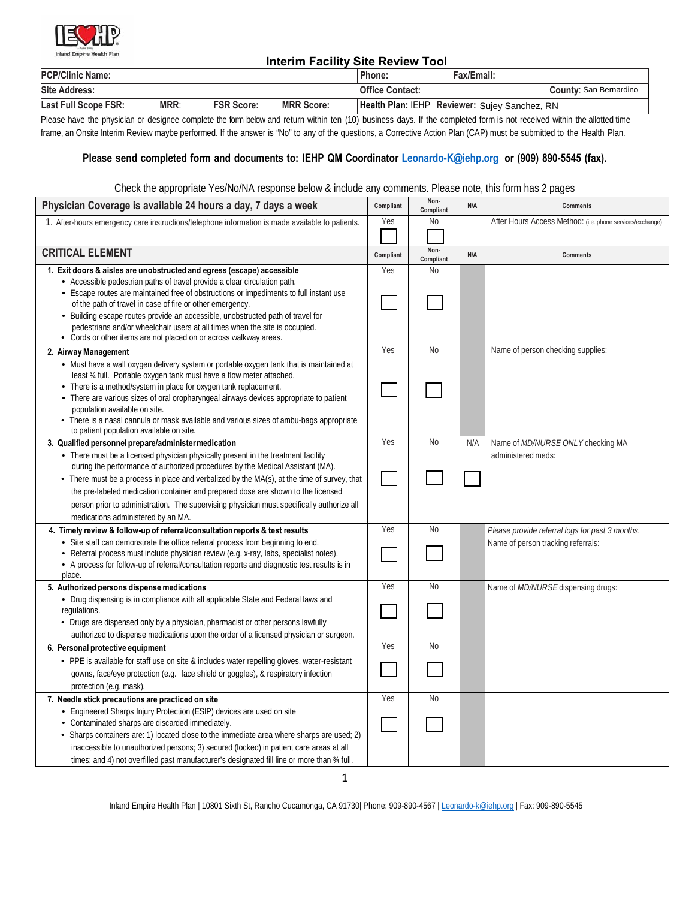IEHP Inland Empire Health Plan

# Interim Facility Site Review Tool

| PCP/Clinic Name: | | | | Phone: | Fax/Email: |
|---|---|---|---|---|---|
| **Site Address:** | | | | **Office Contact:** | **County**: San Bernardino |
| **Last Full Scope FSR:** | **MRR**: | **FSR Score:** | **MRR Score:** | **Health Plan:** IEHP | **Reviewer:** Sujey Sanchez, RN |

Please have the physician or designee complete the form below and return within ten (10) business days. If the completed form is not received within the allotted time frame, an Onsite Interim Review maybe performed. If the answer is "No" to any of the questions, a Corrective Action Plan (CAP) must be submitted to the Health Plan.

**Please send completed form and documents to: IEHP QM Coordinator Leonardo-K@iehp.org or (909) 890-5545 (fax).**

Check the appropriate Yes/No/NA response below & include any comments. Please note, this form has 2 pages

| Physician Coverage is available 24 hours a day, 7 days a week | Compliant | Non-Compliant | N/A | Comments |
|---|---|---|---|---|
| 1. After-hours emergency care instructions/telephone information is made available to patients. | Yes | No ☐ | | After Hours Access Method: (i.e. phone services/exchange) |

| CRITICAL ELEMENT | Compliant | Non-Compliant | N/A | Comments |
|---|---|---|---|---|
| **1. Exit doors & aisles are unobstructed and egress (escape) accessible**<br>• Accessible pedestrian paths of travel provide a clear circulation path.<br>• Escape routes are maintained free of obstructions or impediments to full instant use of the path of travel in case of fire or other emergency.<br>• Building escape routes provide an accessible, unobstructed path of travel for pedestrians and/or wheelchair users at all times when the site is occupied.<br>• Cords or other items are not placed on or across walkway areas. | Yes ☐ | No ☐ | | |
| **2. Airway Management**<br>• Must have a wall oxygen delivery system or portable oxygen tank that is maintained at least ¾ full. Portable oxygen tank must have a flow meter attached.<br>• There is a method/system in place for oxygen tank replacement.<br>• There are various sizes of oral oropharyngeal airways devices appropriate to patient population available on site.<br>• There is a nasal cannula or mask available and various sizes of ambu-bags appropriate to patient population available on site. | Yes ☐ | No ☐ | | Name of person checking supplies: |
| **3. Qualified personnel prepare/administer medication**<br>• There must be a licensed physician physically present in the treatment facility during the performance of authorized procedures by the Medical Assistant (MA).<br>• There must be a process in place and verbalized by the MA(s), at the time of survey, that the pre-labeled medication container and prepared dose are shown to the licensed person prior to administration. The supervising physician must specifically authorize all medications administered by an MA. | Yes ☐ | No ☐ | N/A ☐ | Name of *MD/NURSE ONLY* checking MA administered meds: |
| **4. Timely review & follow-up of referral/consultation reports & test results**<br>• Site staff can demonstrate the office referral process from beginning to end.<br>• Referral process must include physician review (e.g. x-ray, labs, specialist notes).<br>• A process for follow-up of referral/consultation reports and diagnostic test results is in place. | Yes ☐ | No ☐ | | *Please provide referral logs for past 3 months.*<br>Name of person tracking referrals: |
| **5. Authorized persons dispense medications**<br>• Drug dispensing is in compliance with all applicable State and Federal laws and regulations.<br>• Drugs are dispensed only by a physician, pharmacist or other persons lawfully authorized to dispense medications upon the order of a licensed physician or surgeon. | Yes ☐ | No ☐ | | Name of *MD/NURSE* dispensing drugs: |
| **6. Personal protective equipment**<br>• PPE is available for staff use on site & includes water repelling gloves, water-resistant gowns, face/eye protection (e.g. face shield or goggles), & respiratory infection protection (e.g. mask). | Yes ☐ | No ☐ | | |
| **7. Needle stick precautions are practiced on site**<br>• Engineered Sharps Injury Protection (ESIP) devices are used on site<br>• Contaminated sharps are discarded immediately.<br>• Sharps containers are: 1) located close to the immediate area where sharps are used; 2) inaccessible to unauthorized persons; 3) secured (locked) in patient care areas at all times; and 4) not overfilled past manufacturer's designated fill line or more than ¾ full. | Yes ☐ | No ☐ | | |

Inland Empire Health Plan | 10801 Sixth St, Rancho Cucamonga, CA 91730| Phone: 909-890-4567 | Leonardo-k@iehp.org | Fax: 909-890-5545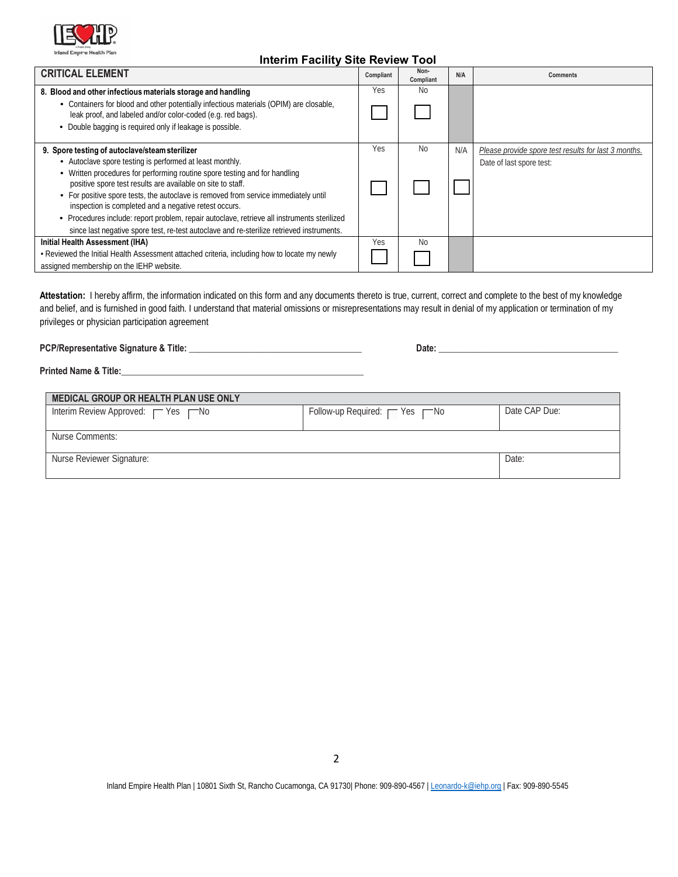## Interim Facility Site Review Tool

| CRITICAL ELEMENT | Compliant | Non-Compliant | N/A | Comments |
|---|---|---|---|---|
| **8. Blood and other infectious materials storage and handling**<br>• Containers for blood and other potentially infectious materials (OPIM) are closable, leak proof, and labeled and/or color-coded (e.g. red bags).<br>• Double bagging is required only if leakage is possible. | Yes ☐ | No ☐ | | |
| **9. Spore testing of autoclave/steam sterilizer**<br>• Autoclave spore testing is performed at least monthly.<br>• Written procedures for performing routine spore testing and for handling positive spore test results are available on site to staff.<br>• For positive spore tests, the autoclave is removed from service immediately until inspection is completed and a negative retest occurs.<br>• Procedures include: report problem, repair autoclave, retrieve all instruments sterilized since last negative spore test, re-test autoclave and re-sterilize retrieved instruments. | Yes ☐ | No ☐ | N/A ☐ | *Please provide spore test results for last 3 months.*<br>Date of last spore test: |
| **Initial Health Assessment (IHA)**<br>• Reviewed the Initial Health Assessment attached criteria, including how to locate my newly assigned membership on the IEHP website. | Yes ☐ | No ☐ | | |

**Attestation:** I hereby affirm, the information indicated on this form and any documents thereto is true, current, correct and complete to the best of my knowledge and belief, and is furnished in good faith. I understand that material omissions or misrepresentations may result in denial of my application or termination of my privileges or physician participation agreement

**PCP/Representative Signature & Title:** ______________________________________ **Date:** ________________________________________

**Printed Name & Title:**________________________________________________________

| MEDICAL GROUP OR HEALTH PLAN USE ONLY | | |
|---|---|---|
| Interim Review Approved: ☐ Yes ☐ No | Follow-up Required: ☐ Yes ☐ No | Date CAP Due: |
| Nurse Comments: | | |
| Nurse Reviewer Signature: | | Date: |

Inland Empire Health Plan | 10801 Sixth St, Rancho Cucamonga, CA 91730| Phone: 909-890-4567 | Leonardo-k@iehp.org | Fax: 909-890-5545